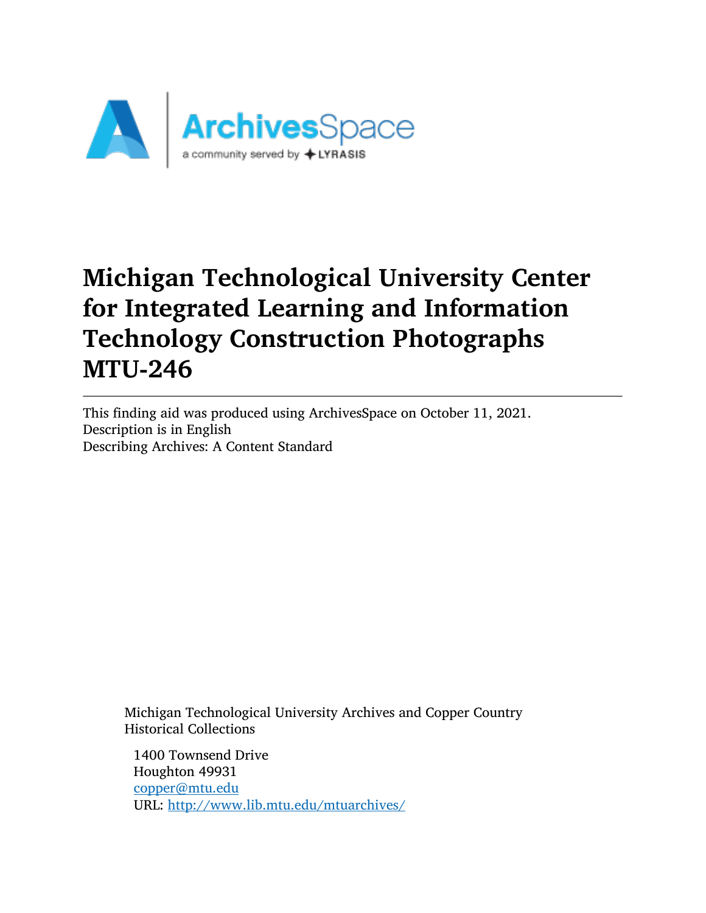# Michigan Technological University Center for Integrated Learning and Information Technology Construction Photographs MTU-246

This finding aid was produced using ArchivesSpace on October 11, 2021.
Description is in English
Describing Archives: A Content Standard

Michigan Technological University Archives and Copper Country Historical Collections

1400 Townsend Drive
Houghton 49931
copper@mtu.edu
URL: http://www.lib.mtu.edu/mtuarchives/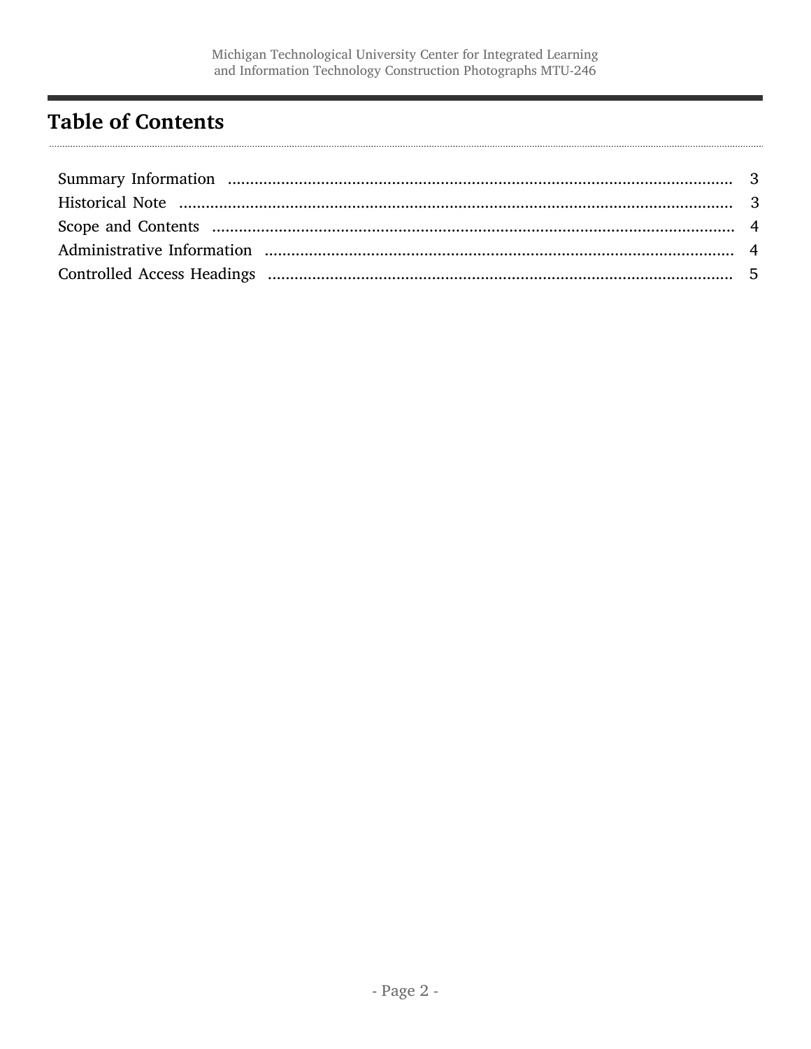# Table of Contents

- Summary Information ..... 3
- Historical Note ..... 3
- Scope and Contents ..... 4
- Administrative Information ..... 4
- Controlled Access Headings ..... 5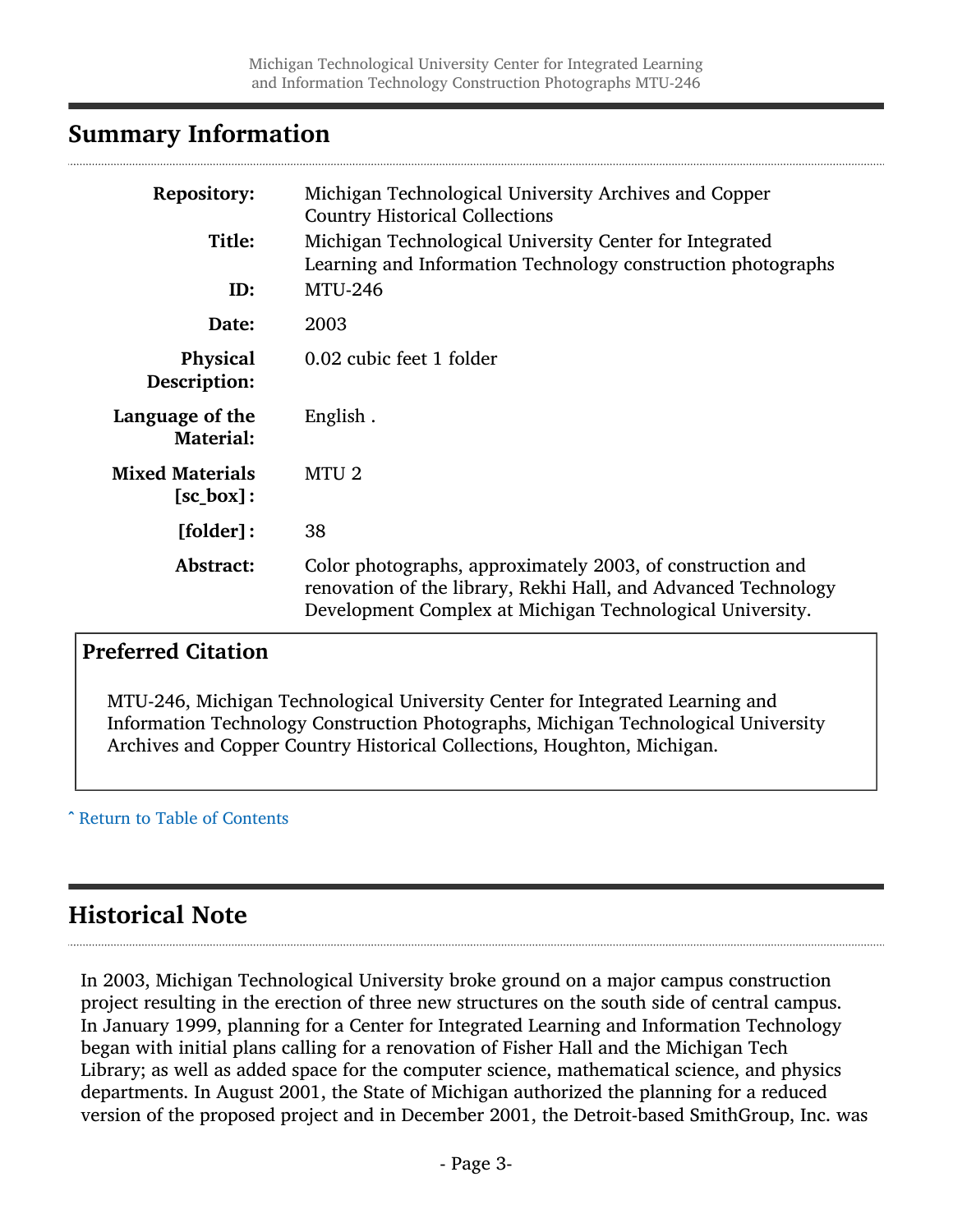## Summary Information

| | |
|---|---|
| **Repository:** | Michigan Technological University Archives and Copper Country Historical Collections |
| **Title:** | Michigan Technological University Center for Integrated Learning and Information Technology construction photographs |
| **ID:** | MTU-246 |
| **Date:** | 2003 |
| **Physical Description:** | 0.02 cubic feet 1 folder |
| **Language of the Material:** | English . |
| **Mixed Materials [sc_box]:** | MTU 2 |
| **[folder]:** | 38 |
| **Abstract:** | Color photographs, approximately 2003, of construction and renovation of the library, Rekhi Hall, and Advanced Technology Development Complex at Michigan Technological University. |

### Preferred Citation

MTU-246, Michigan Technological University Center for Integrated Learning and Information Technology Construction Photographs, Michigan Technological University Archives and Copper Country Historical Collections, Houghton, Michigan.

ˆ Return to Table of Contents

## Historical Note

In 2003, Michigan Technological University broke ground on a major campus construction project resulting in the erection of three new structures on the south side of central campus. In January 1999, planning for a Center for Integrated Learning and Information Technology began with initial plans calling for a renovation of Fisher Hall and the Michigan Tech Library; as well as added space for the computer science, mathematical science, and physics departments. In August 2001, the State of Michigan authorized the planning for a reduced version of the proposed project and in December 2001, the Detroit-based SmithGroup, Inc. was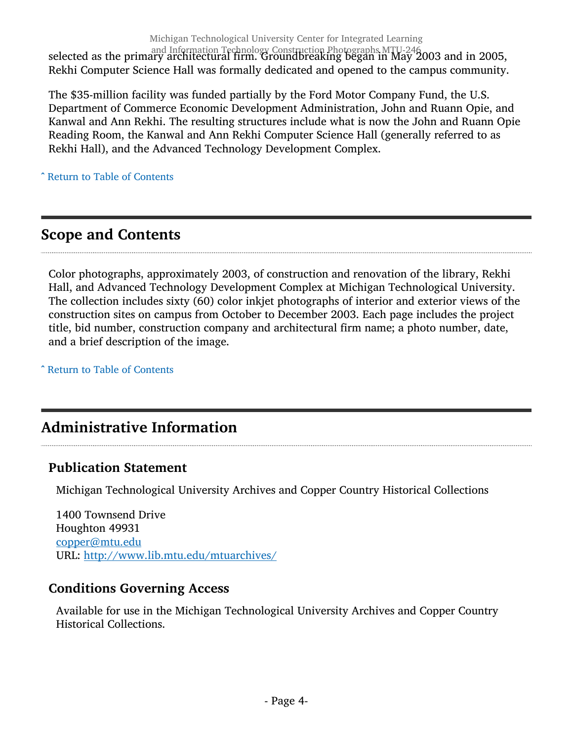selected as the primary architectural firm. Groundbreaking began in May 2003 and in 2005, Rekhi Computer Science Hall was formally dedicated and opened to the campus community.

The $35-million facility was funded partially by the Ford Motor Company Fund, the U.S. Department of Commerce Economic Development Administration, John and Ruann Opie, and Kanwal and Ann Rekhi. The resulting structures include what is now the John and Ruann Opie Reading Room, the Kanwal and Ann Rekhi Computer Science Hall (generally referred to as Rekhi Hall), and the Advanced Technology Development Complex.

ˆ Return to Table of Contents

## Scope and Contents

Color photographs, approximately 2003, of construction and renovation of the library, Rekhi Hall, and Advanced Technology Development Complex at Michigan Technological University. The collection includes sixty (60) color inkjet photographs of interior and exterior views of the construction sites on campus from October to December 2003. Each page includes the project title, bid number, construction company and architectural firm name; a photo number, date, and a brief description of the image.

ˆ Return to Table of Contents

## Administrative Information

### Publication Statement

Michigan Technological University Archives and Copper Country Historical Collections

1400 Townsend Drive
Houghton 49931
copper@mtu.edu
URL: http://www.lib.mtu.edu/mtuarchives/

### Conditions Governing Access

Available for use in the Michigan Technological University Archives and Copper Country Historical Collections.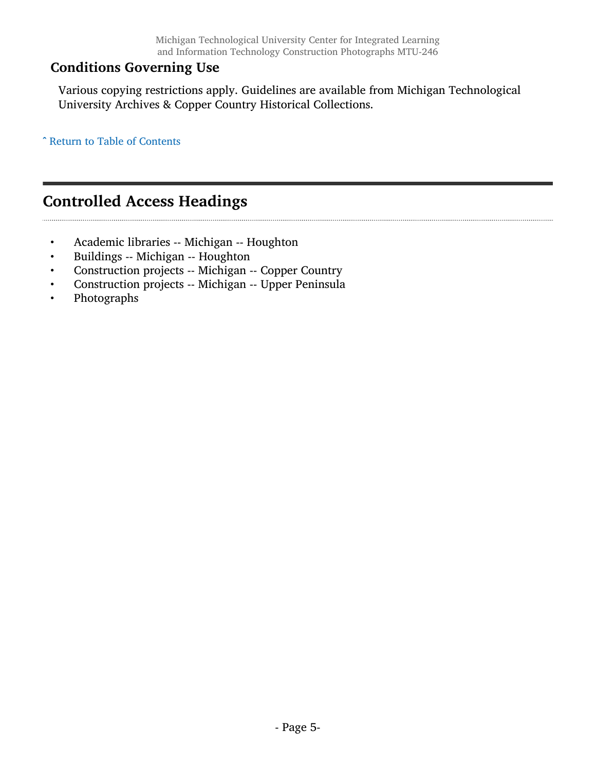### Conditions Governing Use

Various copying restrictions apply. Guidelines are available from Michigan Technological University Archives & Copper Country Historical Collections.

ˆ Return to Table of Contents

## Controlled Access Headings

- Academic libraries -- Michigan -- Houghton
- Buildings -- Michigan -- Houghton
- Construction projects -- Michigan -- Copper Country
- Construction projects -- Michigan -- Upper Peninsula
- Photographs